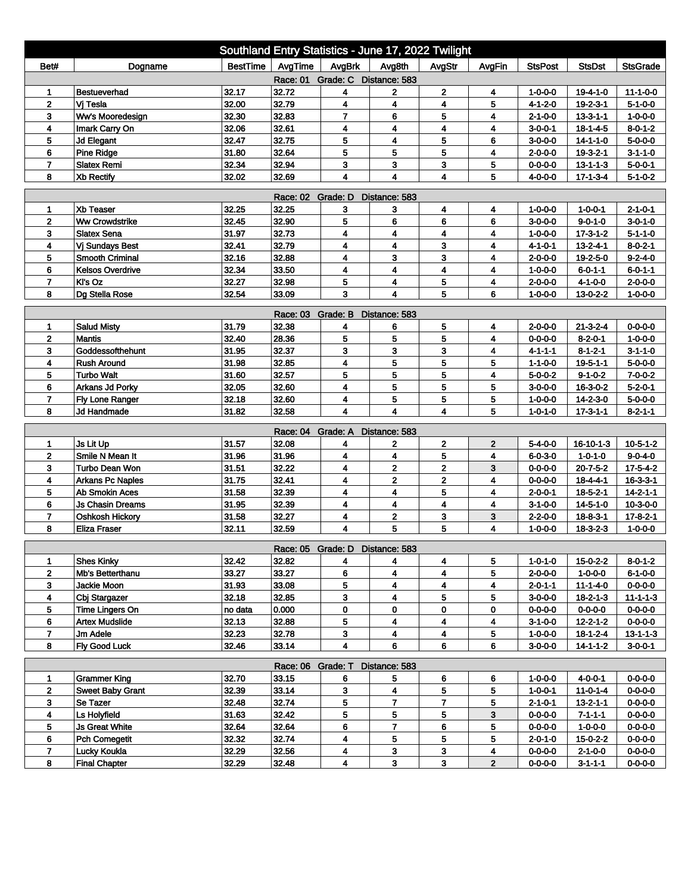# Southland Entry Statistics - June 17, 2022 Twilight

| Bet# | Dogname | BestTime | AvgTime | AvgBrk | Avg8th | AvgStr | AvgFin | StsPost | StsDst | StsGrade |
|---|---|---|---|---|---|---|---|---|---|---|
| Race: 01 Grade: C Distance: 583 | | | | | | | | | | |
| 1 | Bestueverhad | 32.17 | 32.72 | 4 | 2 | 2 | 4 | 1-0-0-0 | 19-4-1-0 | 11-1-0-0 |
| 2 | Vj Tesla | 32.00 | 32.79 | 4 | 4 | 4 | 5 | 4-1-2-0 | 19-2-3-1 | 5-1-0-0 |
| 3 | Ww's Mooredesign | 32.30 | 32.83 | 7 | 6 | 5 | 4 | 2-1-0-0 | 13-3-1-1 | 1-0-0-0 |
| 4 | Imark Carry On | 32.06 | 32.61 | 4 | 4 | 4 | 4 | 3-0-0-1 | 18-1-4-5 | 8-0-1-2 |
| 5 | Jd Elegant | 32.47 | 32.75 | 5 | 4 | 5 | 6 | 3-0-0-0 | 14-1-1-0 | 5-0-0-0 |
| 6 | Pine Ridge | 31.80 | 32.64 | 5 | 5 | 5 | 4 | 2-0-0-0 | 19-3-2-1 | 3-1-1-0 |
| 7 | Slatex Remi | 32.34 | 32.94 | 3 | 3 | 3 | 5 | 0-0-0-0 | 13-1-1-3 | 5-0-0-1 |
| 8 | Xb Rectify | 32.02 | 32.69 | 4 | 4 | 4 | 5 | 4-0-0-0 | 17-1-3-4 | 5-1-0-2 |
| Race: 02 Grade: D Distance: 583 | | | | | | | | | | |
| 1 | Xb Teaser | 32.25 | 32.25 | 3 | 3 | 4 | 4 | 1-0-0-0 | 1-0-0-1 | 2-1-0-1 |
| 2 | Ww Crowdstrike | 32.45 | 32.90 | 5 | 6 | 6 | 6 | 3-0-0-0 | 9-0-1-0 | 3-0-1-0 |
| 3 | Slatex Sena | 31.97 | 32.73 | 4 | 4 | 4 | 4 | 1-0-0-0 | 17-3-1-2 | 5-1-1-0 |
| 4 | Vj Sundays Best | 32.41 | 32.79 | 4 | 4 | 3 | 4 | 4-1-0-1 | 13-2-4-1 | 8-0-2-1 |
| 5 | Smooth Criminal | 32.16 | 32.88 | 4 | 3 | 3 | 4 | 2-0-0-0 | 19-2-5-0 | 9-2-4-0 |
| 6 | Kelsos Overdrive | 32.34 | 33.50 | 4 | 4 | 4 | 4 | 1-0-0-0 | 6-0-1-1 | 6-0-1-1 |
| 7 | Kl's Oz | 32.27 | 32.98 | 5 | 4 | 5 | 4 | 2-0-0-0 | 4-1-0-0 | 2-0-0-0 |
| 8 | Dg Stella Rose | 32.54 | 33.09 | 3 | 4 | 5 | 6 | 1-0-0-0 | 13-0-2-2 | 1-0-0-0 |
| Race: 03 Grade: B Distance: 583 | | | | | | | | | | |
| 1 | Salud Misty | 31.79 | 32.38 | 4 | 6 | 5 | 4 | 2-0-0-0 | 21-3-2-4 | 0-0-0-0 |
| 2 | Mantis | 32.40 | 28.36 | 5 | 5 | 5 | 4 | 0-0-0-0 | 8-2-0-1 | 1-0-0-0 |
| 3 | Goddessofthehunt | 31.95 | 32.37 | 3 | 3 | 3 | 4 | 4-1-1-1 | 8-1-2-1 | 3-1-1-0 |
| 4 | Rush Around | 31.98 | 32.85 | 4 | 5 | 5 | 5 | 1-1-0-0 | 19-5-1-1 | 5-0-0-0 |
| 5 | Turbo Walt | 31.60 | 32.57 | 5 | 5 | 5 | 4 | 5-0-0-2 | 9-1-0-2 | 7-0-0-2 |
| 6 | Arkans Jd Porky | 32.05 | 32.60 | 4 | 5 | 5 | 5 | 3-0-0-0 | 16-3-0-2 | 5-2-0-1 |
| 7 | Fly Lone Ranger | 32.18 | 32.60 | 4 | 5 | 5 | 5 | 1-0-0-0 | 14-2-3-0 | 5-0-0-0 |
| 8 | Jd Handmade | 31.82 | 32.58 | 4 | 4 | 4 | 5 | 1-0-1-0 | 17-3-1-1 | 8-2-1-1 |
| Race: 04 Grade: A Distance: 583 | | | | | | | | | | |
| 1 | Js Lit Up | 31.57 | 32.08 | 4 | 2 | 2 | 2 | 5-4-0-0 | 16-10-1-3 | 10-5-1-2 |
| 2 | Smile N Mean It | 31.96 | 31.96 | 4 | 4 | 5 | 4 | 6-0-3-0 | 1-0-1-0 | 9-0-4-0 |
| 3 | Turbo Dean Won | 31.51 | 32.22 | 4 | 2 | 2 | 3 | 0-0-0-0 | 20-7-5-2 | 17-5-4-2 |
| 4 | Arkans Pc Naples | 31.75 | 32.41 | 4 | 2 | 2 | 4 | 0-0-0-0 | 18-4-4-1 | 16-3-3-1 |
| 5 | Ab Smokin Aces | 31.58 | 32.39 | 4 | 4 | 5 | 4 | 2-0-0-1 | 18-5-2-1 | 14-2-1-1 |
| 6 | Js Chasin Dreams | 31.95 | 32.39 | 4 | 4 | 4 | 4 | 3-1-0-0 | 14-5-1-0 | 10-3-0-0 |
| 7 | Oshkosh Hickory | 31.58 | 32.27 | 4 | 2 | 3 | 3 | 2-2-0-0 | 18-8-3-1 | 17-8-2-1 |
| 8 | Eliza Fraser | 32.11 | 32.59 | 4 | 5 | 5 | 4 | 1-0-0-0 | 18-3-2-3 | 1-0-0-0 |
| Race: 05 Grade: D Distance: 583 | | | | | | | | | | |
| 1 | Shes Kinky | 32.42 | 32.82 | 4 | 4 | 4 | 5 | 1-0-1-0 | 15-0-2-2 | 8-0-1-2 |
| 2 | Mb's Betterthanu | 33.27 | 33.27 | 6 | 4 | 4 | 5 | 2-0-0-0 | 1-0-0-0 | 6-1-0-0 |
| 3 | Jackie Moon | 31.93 | 33.08 | 5 | 4 | 4 | 4 | 2-0-1-1 | 11-1-4-0 | 0-0-0-0 |
| 4 | Cbj Stargazer | 32.18 | 32.85 | 3 | 4 | 5 | 5 | 3-0-0-0 | 18-2-1-3 | 11-1-1-3 |
| 5 | Time Lingers On | no data | 0.000 | 0 | 0 | 0 | 0 | 0-0-0-0 | 0-0-0-0 | 0-0-0-0 |
| 6 | Artex Mudslide | 32.13 | 32.88 | 5 | 4 | 4 | 4 | 3-1-0-0 | 12-2-1-2 | 0-0-0-0 |
| 7 | Jm Adele | 32.23 | 32.78 | 3 | 4 | 4 | 5 | 1-0-0-0 | 18-1-2-4 | 13-1-1-3 |
| 8 | Fly Good Luck | 32.46 | 33.14 | 4 | 6 | 6 | 6 | 3-0-0-0 | 14-1-1-2 | 3-0-0-1 |
| Race: 06 Grade: T Distance: 583 | | | | | | | | | | |
| 1 | Grammer King | 32.70 | 33.15 | 6 | 5 | 6 | 6 | 1-0-0-0 | 4-0-0-1 | 0-0-0-0 |
| 2 | Sweet Baby Grant | 32.39 | 33.14 | 3 | 4 | 5 | 5 | 1-0-0-1 | 11-0-1-4 | 0-0-0-0 |
| 3 | Se Tazer | 32.48 | 32.74 | 5 | 7 | 7 | 5 | 2-1-0-1 | 13-2-1-1 | 0-0-0-0 |
| 4 | Ls Holyfield | 31.63 | 32.42 | 5 | 5 | 5 | 3 | 0-0-0-0 | 7-1-1-1 | 0-0-0-0 |
| 5 | Js Great White | 32.64 | 32.64 | 6 | 7 | 6 | 5 | 0-0-0-0 | 1-0-0-0 | 0-0-0-0 |
| 6 | Pch Comegetit | 32.32 | 32.74 | 4 | 5 | 5 | 5 | 2-0-1-0 | 15-0-2-2 | 0-0-0-0 |
| 7 | Lucky Koukla | 32.29 | 32.56 | 4 | 3 | 3 | 4 | 0-0-0-0 | 2-1-0-0 | 0-0-0-0 |
| 8 | Final Chapter | 32.29 | 32.48 | 4 | 3 | 3 | 2 | 0-0-0-0 | 3-1-1-1 | 0-0-0-0 |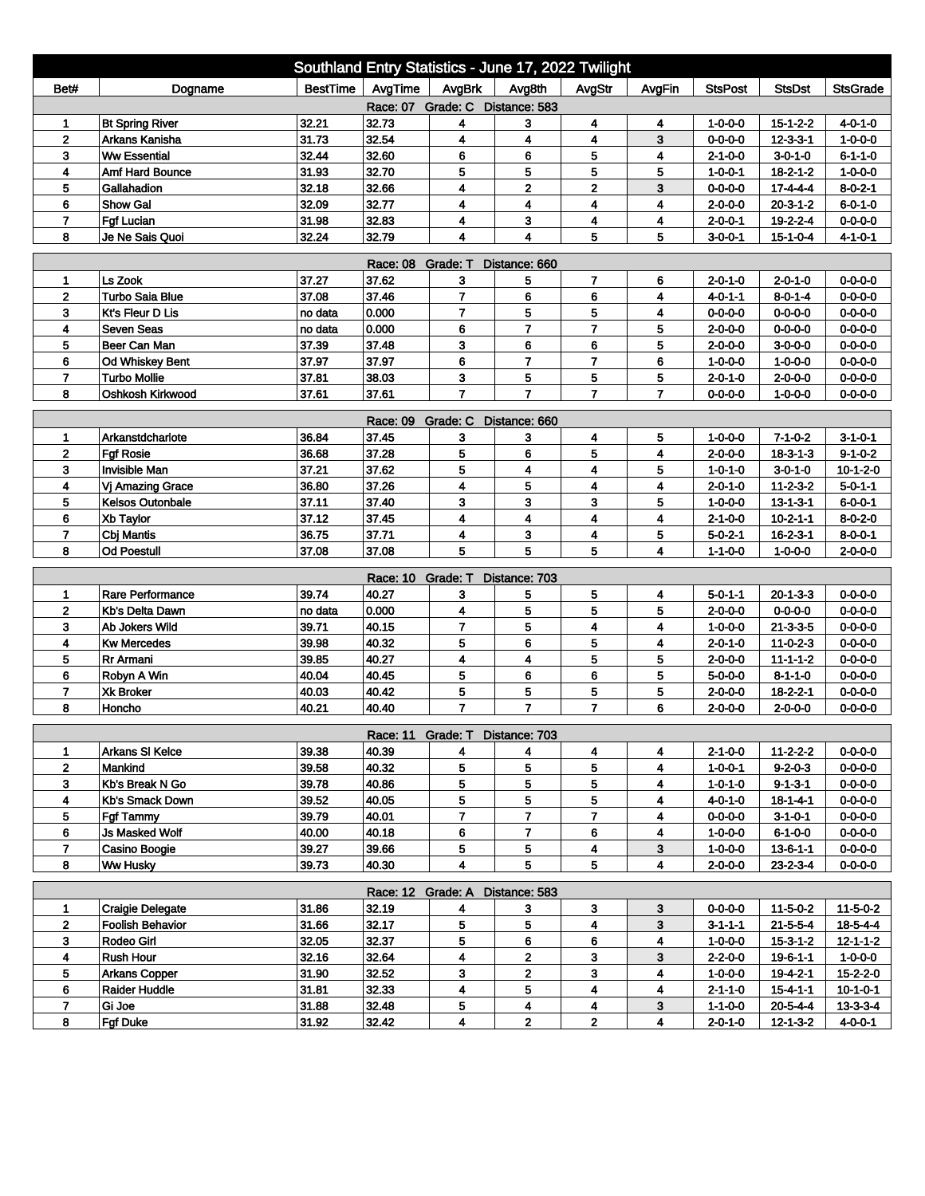# Southland Entry Statistics - June 17, 2022 Twilight

| Bet# | Dogname | BestTime | AvgTime | AvgBrk | Avg8th | AvgStr | AvgFin | StsPost | StsDst | StsGrade |
|---|---|---|---|---|---|---|---|---|---|---|
| Race: 07 Grade: C Distance: 583 | | | | | | | | | | |
| 1 | Bt Spring River | 32.21 | 32.73 | 4 | 3 | 4 | 4 | 1-0-0-0 | 15-1-2-2 | 4-0-1-0 |
| 2 | Arkans Kanisha | 31.73 | 32.54 | 4 | 4 | 4 | 3 | 0-0-0-0 | 12-3-3-1 | 1-0-0-0 |
| 3 | Ww Essential | 32.44 | 32.60 | 6 | 6 | 5 | 4 | 2-1-0-0 | 3-0-1-0 | 6-1-1-0 |
| 4 | Amf Hard Bounce | 31.93 | 32.70 | 5 | 5 | 5 | 5 | 1-0-0-1 | 18-2-1-2 | 1-0-0-0 |
| 5 | Gallahadion | 32.18 | 32.66 | 4 | 2 | 2 | 3 | 0-0-0-0 | 17-4-4-4 | 8-0-2-1 |
| 6 | Show Gal | 32.09 | 32.77 | 4 | 4 | 4 | 4 | 2-0-0-0 | 20-3-1-2 | 6-0-1-0 |
| 7 | Fgf Lucian | 31.98 | 32.83 | 4 | 3 | 4 | 4 | 2-0-0-1 | 19-2-2-4 | 0-0-0-0 |
| 8 | Je Ne Sais Quoi | 32.24 | 32.79 | 4 | 4 | 5 | 5 | 3-0-0-1 | 15-1-0-4 | 4-1-0-1 |
| Race: 08 Grade: T Distance: 660 | | | | | | | | | | |
| 1 | Ls Zook | 37.27 | 37.62 | 3 | 5 | 7 | 6 | 2-0-1-0 | 2-0-1-0 | 0-0-0-0 |
| 2 | Turbo Saia Blue | 37.08 | 37.46 | 7 | 6 | 6 | 4 | 4-0-1-1 | 8-0-1-4 | 0-0-0-0 |
| 3 | Kt's Fleur D Lis | no data | 0.000 | 7 | 5 | 5 | 4 | 0-0-0-0 | 0-0-0-0 | 0-0-0-0 |
| 4 | Seven Seas | no data | 0.000 | 6 | 7 | 7 | 5 | 2-0-0-0 | 0-0-0-0 | 0-0-0-0 |
| 5 | Beer Can Man | 37.39 | 37.48 | 3 | 6 | 6 | 5 | 2-0-0-0 | 3-0-0-0 | 0-0-0-0 |
| 6 | Od Whiskey Bent | 37.97 | 37.97 | 6 | 7 | 7 | 6 | 1-0-0-0 | 1-0-0-0 | 0-0-0-0 |
| 7 | Turbo Mollie | 37.81 | 38.03 | 3 | 5 | 5 | 5 | 2-0-1-0 | 2-0-0-0 | 0-0-0-0 |
| 8 | Oshkosh Kirkwood | 37.61 | 37.61 | 7 | 7 | 7 | 7 | 0-0-0-0 | 1-0-0-0 | 0-0-0-0 |
| Race: 09 Grade: C Distance: 660 | | | | | | | | | | |
| 1 | Arkanstdcharlote | 36.84 | 37.45 | 3 | 3 | 4 | 5 | 1-0-0-0 | 7-1-0-2 | 3-1-0-1 |
| 2 | Fgf Rosie | 36.68 | 37.28 | 5 | 6 | 5 | 4 | 2-0-0-0 | 18-3-1-3 | 9-1-0-2 |
| 3 | Invisible Man | 37.21 | 37.62 | 5 | 4 | 4 | 5 | 1-0-1-0 | 3-0-1-0 | 10-1-2-0 |
| 4 | Vj Amazing Grace | 36.80 | 37.26 | 4 | 5 | 4 | 4 | 2-0-1-0 | 11-2-3-2 | 5-0-1-1 |
| 5 | Kelsos Outonbale | 37.11 | 37.40 | 3 | 3 | 3 | 5 | 1-0-0-0 | 13-1-3-1 | 6-0-0-1 |
| 6 | Xb Taylor | 37.12 | 37.45 | 4 | 4 | 4 | 4 | 2-1-0-0 | 10-2-1-1 | 8-0-2-0 |
| 7 | Cbj Mantis | 36.75 | 37.71 | 4 | 3 | 4 | 5 | 5-0-2-1 | 16-2-3-1 | 8-0-0-1 |
| 8 | Od Poestull | 37.08 | 37.08 | 5 | 5 | 5 | 4 | 1-1-0-0 | 1-0-0-0 | 2-0-0-0 |
| Race: 10 Grade: T Distance: 703 | | | | | | | | | | |
| 1 | Rare Performance | 39.74 | 40.27 | 3 | 5 | 5 | 4 | 5-0-1-1 | 20-1-3-3 | 0-0-0-0 |
| 2 | Kb's Delta Dawn | no data | 0.000 | 4 | 5 | 5 | 5 | 2-0-0-0 | 0-0-0-0 | 0-0-0-0 |
| 3 | Ab Jokers Wild | 39.71 | 40.15 | 7 | 5 | 4 | 4 | 1-0-0-0 | 21-3-3-5 | 0-0-0-0 |
| 4 | Kw Mercedes | 39.98 | 40.32 | 5 | 6 | 5 | 4 | 2-0-1-0 | 11-0-2-3 | 0-0-0-0 |
| 5 | Rr Armani | 39.85 | 40.27 | 4 | 4 | 5 | 5 | 2-0-0-0 | 11-1-1-2 | 0-0-0-0 |
| 6 | Robyn A Win | 40.04 | 40.45 | 5 | 6 | 6 | 5 | 5-0-0-0 | 8-1-1-0 | 0-0-0-0 |
| 7 | Xk Broker | 40.03 | 40.42 | 5 | 5 | 5 | 5 | 2-0-0-0 | 18-2-2-1 | 0-0-0-0 |
| 8 | Honcho | 40.21 | 40.40 | 7 | 7 | 7 | 6 | 2-0-0-0 | 2-0-0-0 | 0-0-0-0 |
| Race: 11 Grade: T Distance: 703 | | | | | | | | | | |
| 1 | Arkans Sl Kelce | 39.38 | 40.39 | 4 | 4 | 4 | 4 | 2-1-0-0 | 11-2-2-2 | 0-0-0-0 |
| 2 | Mankind | 39.58 | 40.32 | 5 | 5 | 5 | 4 | 1-0-0-1 | 9-2-0-3 | 0-0-0-0 |
| 3 | Kb's Break N Go | 39.78 | 40.86 | 5 | 5 | 5 | 4 | 1-0-1-0 | 9-1-3-1 | 0-0-0-0 |
| 4 | Kb's Smack Down | 39.52 | 40.05 | 5 | 5 | 5 | 4 | 4-0-1-0 | 18-1-4-1 | 0-0-0-0 |
| 5 | Fgf Tammy | 39.79 | 40.01 | 7 | 7 | 7 | 4 | 0-0-0-0 | 3-1-0-1 | 0-0-0-0 |
| 6 | Js Masked Wolf | 40.00 | 40.18 | 6 | 7 | 6 | 4 | 1-0-0-0 | 6-1-0-0 | 0-0-0-0 |
| 7 | Casino Boogie | 39.27 | 39.66 | 5 | 5 | 4 | 3 | 1-0-0-0 | 13-6-1-1 | 0-0-0-0 |
| 8 | Ww Husky | 39.73 | 40.30 | 4 | 5 | 5 | 4 | 2-0-0-0 | 23-2-3-4 | 0-0-0-0 |
| Race: 12 Grade: A Distance: 583 | | | | | | | | | | |
| 1 | Craigie Delegate | 31.86 | 32.19 | 4 | 3 | 3 | 3 | 0-0-0-0 | 11-5-0-2 | 11-5-0-2 |
| 2 | Foolish Behavior | 31.66 | 32.17 | 5 | 5 | 4 | 3 | 3-1-1-1 | 21-5-5-4 | 18-5-4-4 |
| 3 | Rodeo Girl | 32.05 | 32.37 | 5 | 6 | 6 | 4 | 1-0-0-0 | 15-3-1-2 | 12-1-1-2 |
| 4 | Rush Hour | 32.16 | 32.64 | 4 | 2 | 3 | 3 | 2-2-0-0 | 19-6-1-1 | 1-0-0-0 |
| 5 | Arkans Copper | 31.90 | 32.52 | 3 | 2 | 3 | 4 | 1-0-0-0 | 19-4-2-1 | 15-2-2-0 |
| 6 | Raider Huddle | 31.81 | 32.33 | 4 | 5 | 4 | 4 | 2-1-1-0 | 15-4-1-1 | 10-1-0-1 |
| 7 | Gi Joe | 31.88 | 32.48 | 5 | 4 | 4 | 3 | 1-1-0-0 | 20-5-4-4 | 13-3-3-4 |
| 8 | Fgf Duke | 31.92 | 32.42 | 4 | 2 | 2 | 4 | 2-0-1-0 | 12-1-3-2 | 4-0-0-1 |